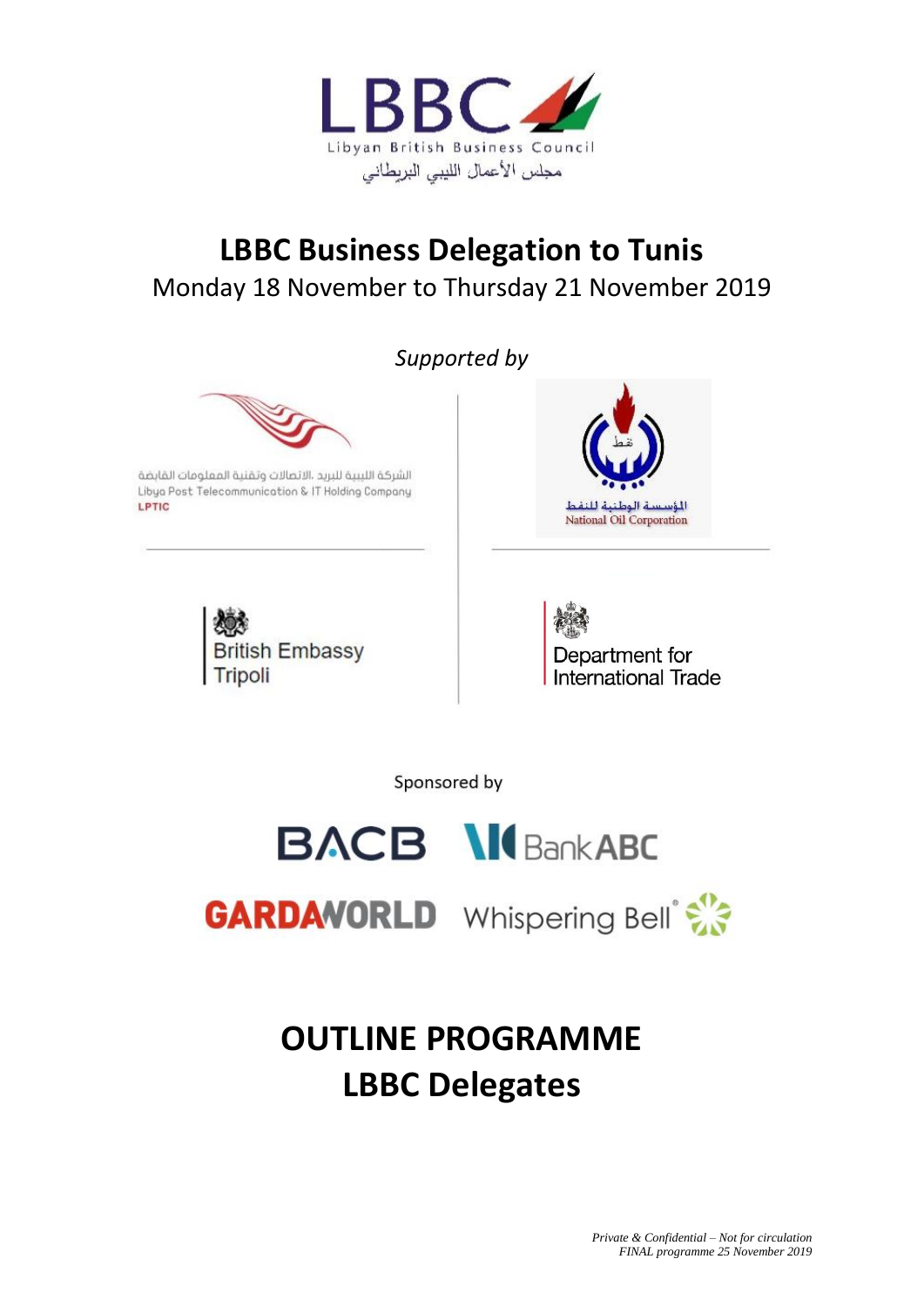LBBC

Libyan British Business Council

مجلس الأعمال الليبي البريطاني

# LBBC Business Delegation to Tunis

Monday 18 November to Thursday 21 November 2019

*Supported by*

الشركة الليبية للبريد .الاتصالات وتقنية المعلومات القابضة

Libya Post Telecommunication & IT Holding Company

LPTIC

المؤسسة الوطنية للنفط

National Oil Corporation

British Embassy Tripoli

Department for International Trade

Sponsored by

BACB

BankABC

GARDAWORLD

Whispering Bell®

# OUTLINE PROGRAMME
# LBBC Delegates

*Private & Confidential – Not for circulation*
*FINAL programme 25 November 2019*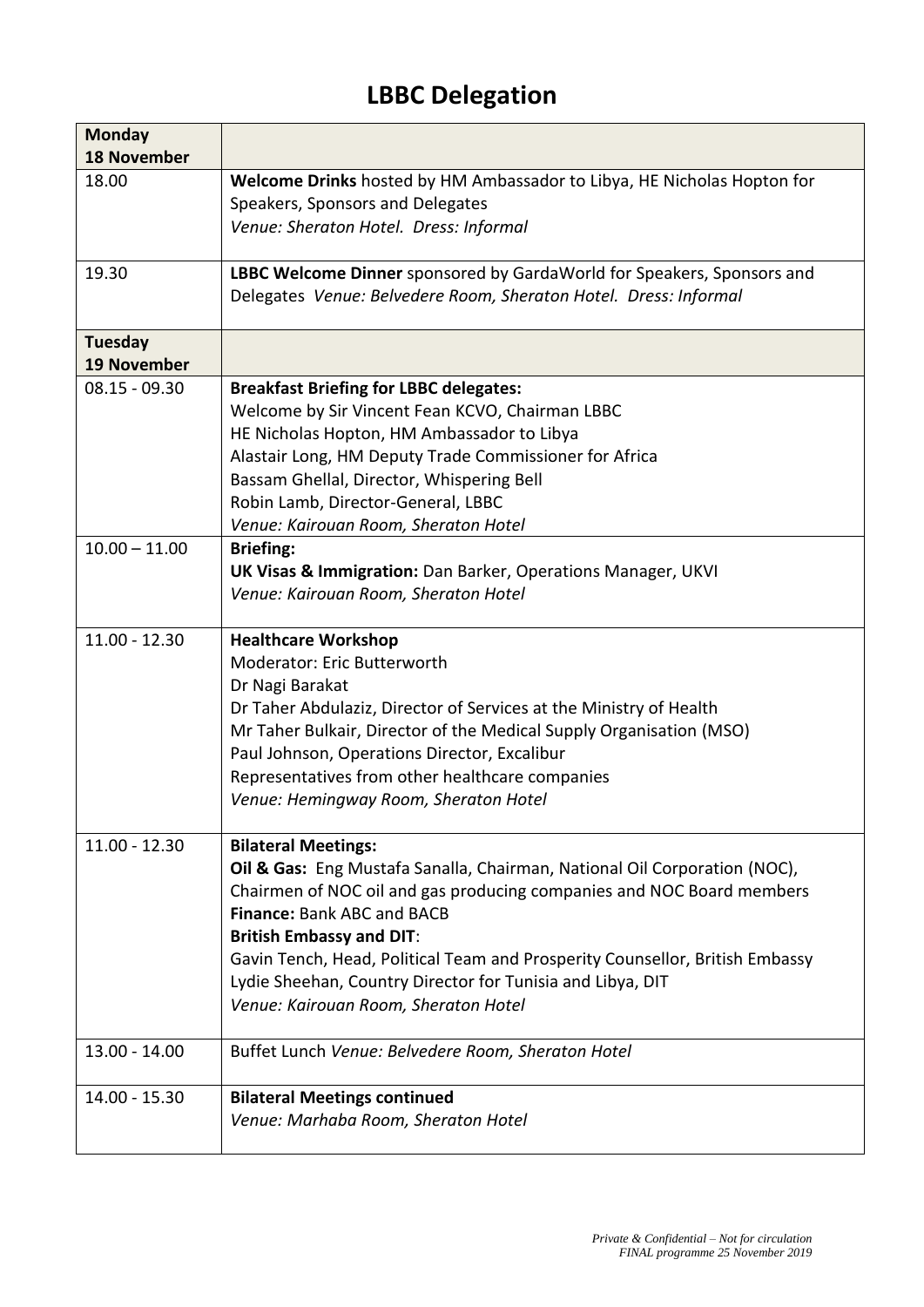# LBBC Delegation

| **Monday 18 November** | |
|---|---|
| 18.00 | **Welcome Drinks** hosted by HM Ambassador to Libya, HE Nicholas Hopton for Speakers, Sponsors and Delegates<br>*Venue: Sheraton Hotel. Dress: Informal* |
| 19.30 | **LBBC Welcome Dinner** sponsored by GardaWorld for Speakers, Sponsors and Delegates *Venue: Belvedere Room, Sheraton Hotel. Dress: Informal* |
| **Tuesday 19 November** | |
| 08.15 - 09.30 | **Breakfast Briefing for LBBC delegates:**<br>Welcome by Sir Vincent Fean KCVO, Chairman LBBC<br>HE Nicholas Hopton, HM Ambassador to Libya<br>Alastair Long, HM Deputy Trade Commissioner for Africa<br>Bassam Ghellal, Director, Whispering Bell<br>Robin Lamb, Director-General, LBBC<br>*Venue: Kairouan Room, Sheraton Hotel* |
| 10.00 – 11.00 | **Briefing:**<br>**UK Visas & Immigration:** Dan Barker, Operations Manager, UKVI<br>*Venue: Kairouan Room, Sheraton Hotel* |
| 11.00 - 12.30 | **Healthcare Workshop**<br>Moderator: Eric Butterworth<br>Dr Nagi Barakat<br>Dr Taher Abdulaziz, Director of Services at the Ministry of Health<br>Mr Taher Bulkair, Director of the Medical Supply Organisation (MSO)<br>Paul Johnson, Operations Director, Excalibur<br>Representatives from other healthcare companies<br>*Venue: Hemingway Room, Sheraton Hotel* |
| 11.00 - 12.30 | **Bilateral Meetings:**<br>**Oil & Gas:** Eng Mustafa Sanalla, Chairman, National Oil Corporation (NOC), Chairmen of NOC oil and gas producing companies and NOC Board members<br>**Finance:** Bank ABC and BACB<br>**British Embassy and DIT**:<br>Gavin Tench, Head, Political Team and Prosperity Counsellor, British Embassy<br>Lydie Sheehan, Country Director for Tunisia and Libya, DIT<br>*Venue: Kairouan Room, Sheraton Hotel* |
| 13.00 - 14.00 | Buffet Lunch *Venue: Belvedere Room, Sheraton Hotel* |
| 14.00 - 15.30 | **Bilateral Meetings continued**<br>*Venue: Marhaba Room, Sheraton Hotel* |

*Private & Confidential – Not for circulation*
*FINAL programme 25 November 2019*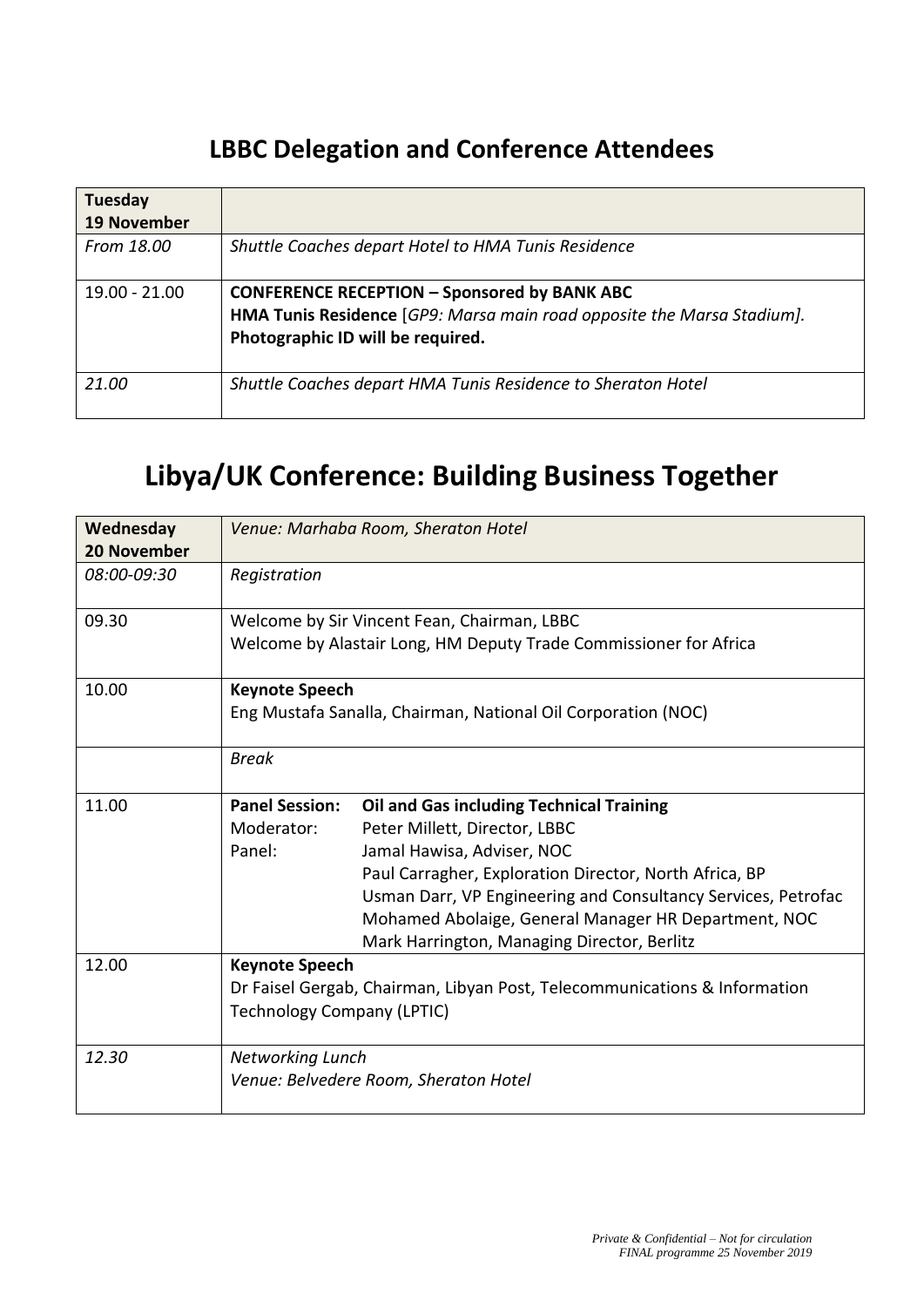## LBBC Delegation and Conference Attendees

| **Tuesday 19 November** | |
|---|---|
| *From 18.00* | *Shuttle Coaches depart Hotel to HMA Tunis Residence* |
| 19.00 - 21.00 | **CONFERENCE RECEPTION – Sponsored by BANK ABC**<br>**HMA Tunis Residence** [*GP9: Marsa main road opposite the Marsa Stadium].*<br>**Photographic ID will be required.** |
| *21.00* | *Shuttle Coaches depart HMA Tunis Residence to Sheraton Hotel* |

# Libya/UK Conference: Building Business Together

| **Wednesday 20 November** | *Venue: Marhaba Room, Sheraton Hotel* |
|---|---|
| *08:00-09:30* | *Registration* |
| 09.30 | Welcome by Sir Vincent Fean, Chairman, LBBC<br>Welcome by Alastair Long, HM Deputy Trade Commissioner for Africa |
| 10.00 | **Keynote Speech**<br>Eng Mustafa Sanalla, Chairman, National Oil Corporation (NOC) |
| | *Break* |
| 11.00 | **Panel Session:** **Oil and Gas including Technical Training**<br>Moderator: Peter Millett, Director, LBBC<br>Panel: Jamal Hawisa, Adviser, NOC<br>Paul Carragher, Exploration Director, North Africa, BP<br>Usman Darr, VP Engineering and Consultancy Services, Petrofac<br>Mohamed Abolaige, General Manager HR Department, NOC<br>Mark Harrington, Managing Director, Berlitz |
| 12.00 | **Keynote Speech**<br>Dr Faisel Gergab, Chairman, Libyan Post, Telecommunications & Information Technology Company (LPTIC) |
| *12.30* | *Networking Lunch*<br>*Venue: Belvedere Room, Sheraton Hotel* |

*Private & Confidential – Not for circulation*
*FINAL programme 25 November 2019*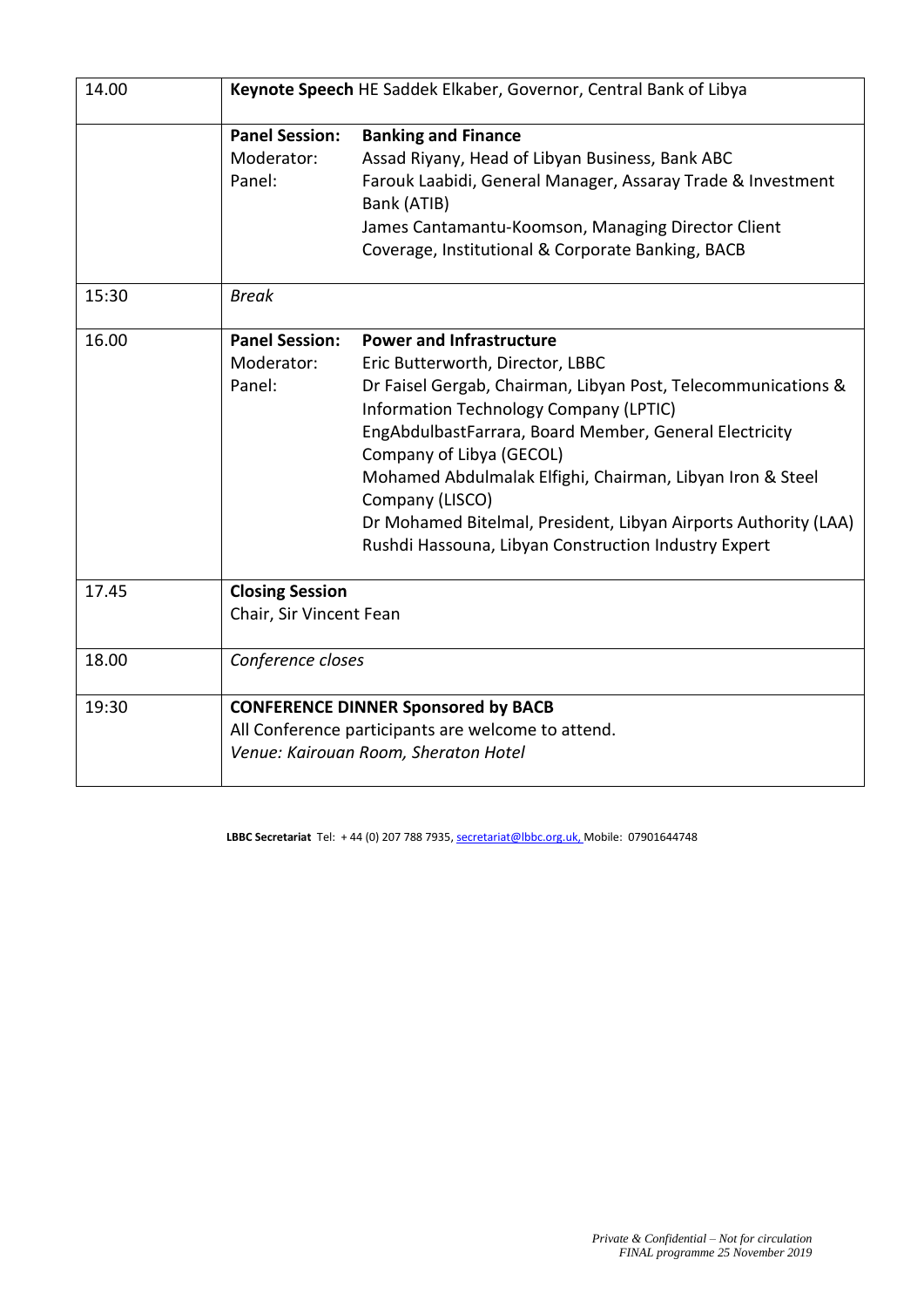| | |
|---|---|
| 14.00 | **Keynote Speech** HE Saddek Elkaber, Governor, Central Bank of Libya |
| | **Panel Session:** **Banking and Finance**<br>Moderator: Assad Riyany, Head of Libyan Business, Bank ABC<br>Panel: Farouk Laabidi, General Manager, Assaray Trade & Investment Bank (ATIB)<br>James Cantamantu-Koomson, Managing Director Client Coverage, Institutional & Corporate Banking, BACB |
| 15:30 | *Break* |
| 16.00 | **Panel Session:** **Power and Infrastructure**<br>Moderator: Eric Butterworth, Director, LBBC<br>Panel: Dr Faisel Gergab, Chairman, Libyan Post, Telecommunications & Information Technology Company (LPTIC)<br>EngAbdulbastFarrara, Board Member, General Electricity Company of Libya (GECOL)<br>Mohamed Abdulmalak Elfighi, Chairman, Libyan Iron & Steel Company (LISCO)<br>Dr Mohamed Bitelmal, President, Libyan Airports Authority (LAA)<br>Rushdi Hassouna, Libyan Construction Industry Expert |
| 17.45 | **Closing Session**<br>Chair, Sir Vincent Fean |
| 18.00 | *Conference closes* |
| 19:30 | **CONFERENCE DINNER Sponsored by BACB**<br>All Conference participants are welcome to attend.<br>*Venue: Kairouan Room, Sheraton Hotel* |

**LBBC Secretariat** Tel: + 44 (0) 207 788 7935, secretariat@lbbc.org.uk, Mobile: 07901644748

*Private & Confidential – Not for circulation*
*FINAL programme 25 November 2019*